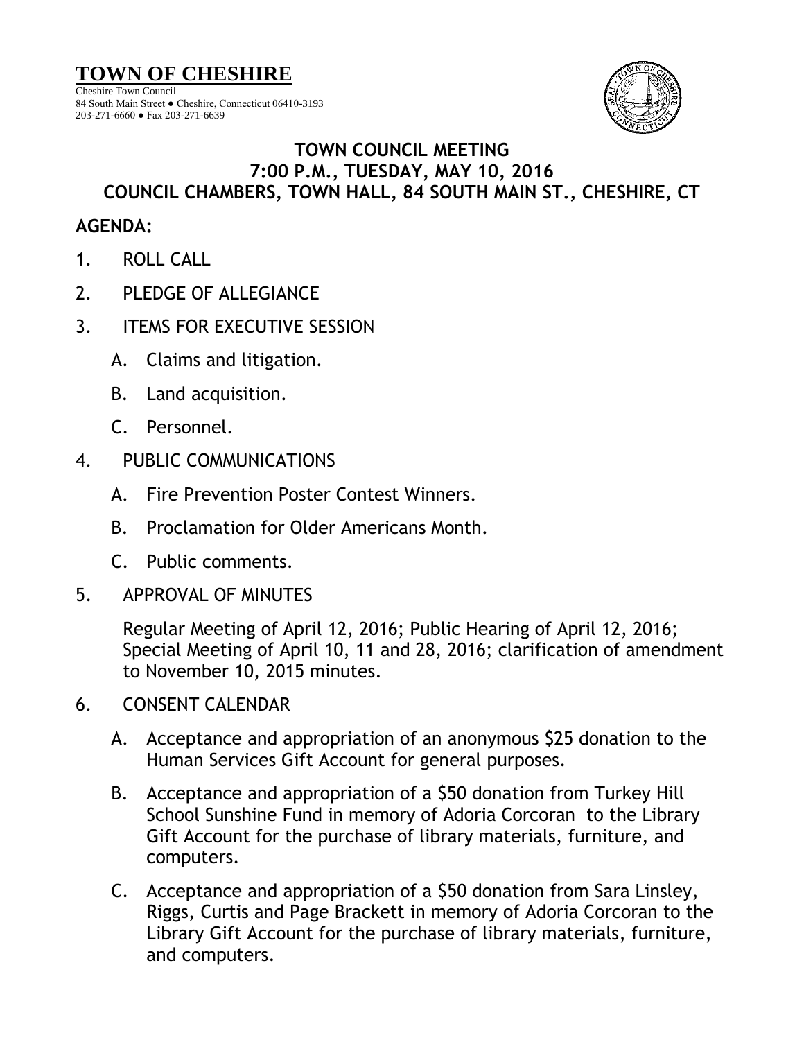# TOWN OF CHESHIRE

Cheshire Town Council
84 South Main Street ● Cheshire, Connecticut 06410-3193
203-271-6660 ● Fax 203-271-6639

## TOWN COUNCIL MEETING
## 7:00 P.M., TUESDAY, MAY 10, 2016
## COUNCIL CHAMBERS, TOWN HALL, 84 SOUTH MAIN ST., CHESHIRE, CT

**AGENDA:**

1. ROLL CALL
2. PLEDGE OF ALLEGIANCE
3. ITEMS FOR EXECUTIVE SESSION
   - A. Claims and litigation.
   - B. Land acquisition.
   - C. Personnel.
4. PUBLIC COMMUNICATIONS
   - A. Fire Prevention Poster Contest Winners.
   - B. Proclamation for Older Americans Month.
   - C. Public comments.
5. APPROVAL OF MINUTES

   Regular Meeting of April 12, 2016; Public Hearing of April 12, 2016; Special Meeting of April 10, 11 and 28, 2016; clarification of amendment to November 10, 2015 minutes.
6. CONSENT CALENDAR
   - A. Acceptance and appropriation of an anonymous $25 donation to the Human Services Gift Account for general purposes.
   - B. Acceptance and appropriation of a $50 donation from Turkey Hill School Sunshine Fund in memory of Adoria Corcoran to the Library Gift Account for the purchase of library materials, furniture, and computers.
   - C. Acceptance and appropriation of a $50 donation from Sara Linsley, Riggs, Curtis and Page Brackett in memory of Adoria Corcoran to the Library Gift Account for the purchase of library materials, furniture, and computers.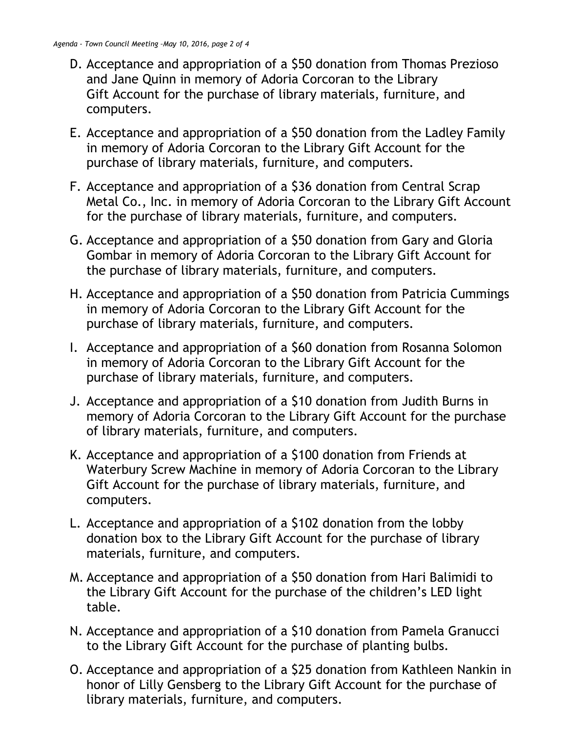D. Acceptance and appropriation of a $50 donation from Thomas Prezioso and Jane Quinn in memory of Adoria Corcoran to the Library Gift Account for the purchase of library materials, furniture, and computers.

E. Acceptance and appropriation of a $50 donation from the Ladley Family in memory of Adoria Corcoran to the Library Gift Account for the purchase of library materials, furniture, and computers.

F. Acceptance and appropriation of a $36 donation from Central Scrap Metal Co., Inc. in memory of Adoria Corcoran to the Library Gift Account for the purchase of library materials, furniture, and computers.

G. Acceptance and appropriation of a $50 donation from Gary and Gloria Gombar in memory of Adoria Corcoran to the Library Gift Account for the purchase of library materials, furniture, and computers.

H. Acceptance and appropriation of a $50 donation from Patricia Cummings in memory of Adoria Corcoran to the Library Gift Account for the purchase of library materials, furniture, and computers.

I. Acceptance and appropriation of a $60 donation from Rosanna Solomon in memory of Adoria Corcoran to the Library Gift Account for the purchase of library materials, furniture, and computers.

J. Acceptance and appropriation of a $10 donation from Judith Burns in memory of Adoria Corcoran to the Library Gift Account for the purchase of library materials, furniture, and computers.

K. Acceptance and appropriation of a $100 donation from Friends at Waterbury Screw Machine in memory of Adoria Corcoran to the Library Gift Account for the purchase of library materials, furniture, and computers.

L. Acceptance and appropriation of a $102 donation from the lobby donation box to the Library Gift Account for the purchase of library materials, furniture, and computers.

M. Acceptance and appropriation of a $50 donation from Hari Balimidi to the Library Gift Account for the purchase of the children's LED light table.

N. Acceptance and appropriation of a $10 donation from Pamela Granucci to the Library Gift Account for the purchase of planting bulbs.

O. Acceptance and appropriation of a $25 donation from Kathleen Nankin in honor of Lilly Gensberg to the Library Gift Account for the purchase of library materials, furniture, and computers.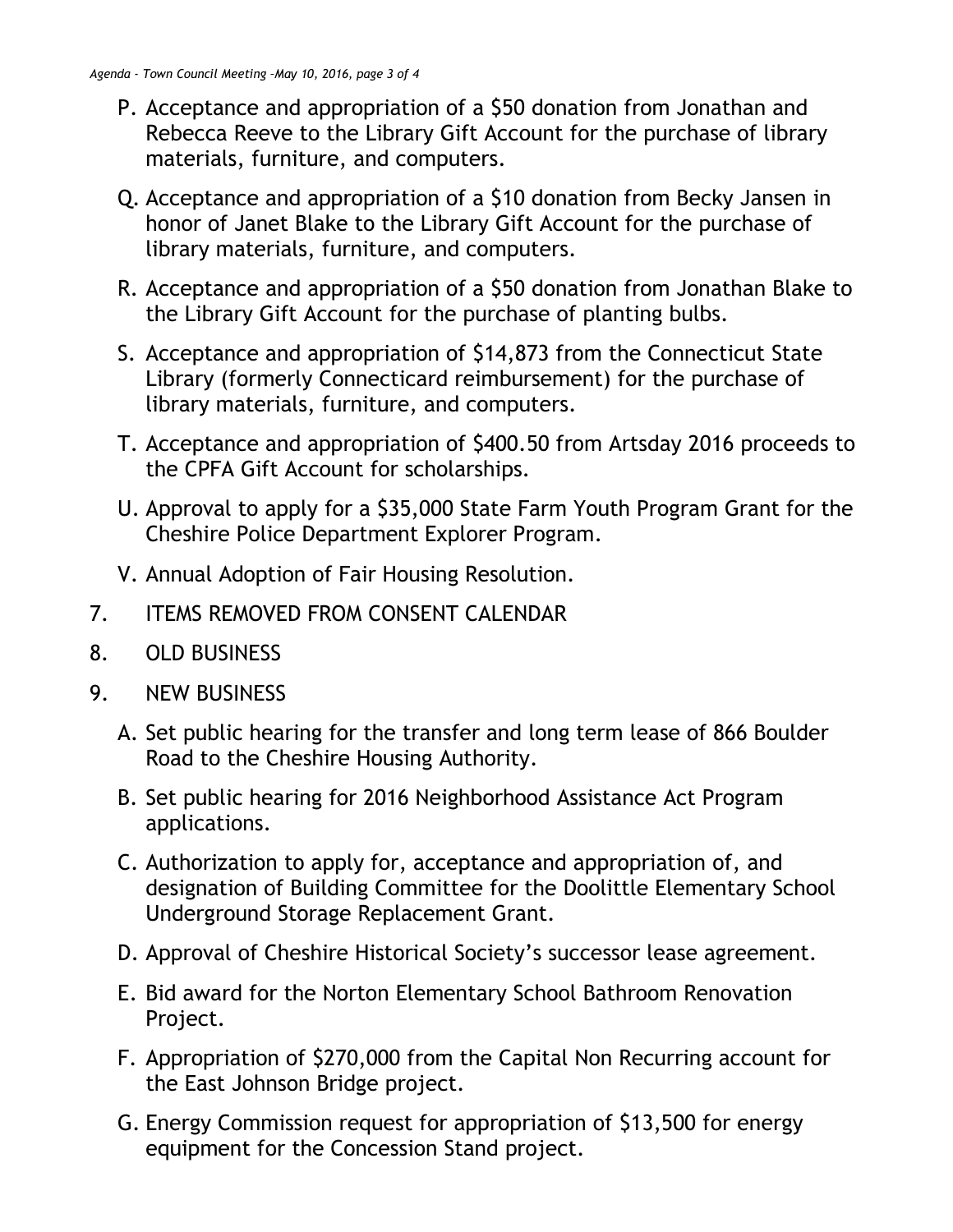P. Acceptance and appropriation of a $50 donation from Jonathan and Rebecca Reeve to the Library Gift Account for the purchase of library materials, furniture, and computers.

Q. Acceptance and appropriation of a $10 donation from Becky Jansen in honor of Janet Blake to the Library Gift Account for the purchase of library materials, furniture, and computers.

R. Acceptance and appropriation of a $50 donation from Jonathan Blake to the Library Gift Account for the purchase of planting bulbs.

S. Acceptance and appropriation of $14,873 from the Connecticut State Library (formerly Connecticard reimbursement) for the purchase of library materials, furniture, and computers.

T. Acceptance and appropriation of $400.50 from Artsday 2016 proceeds to the CPFA Gift Account for scholarships.

U. Approval to apply for a $35,000 State Farm Youth Program Grant for the Cheshire Police Department Explorer Program.

V. Annual Adoption of Fair Housing Resolution.

7. ITEMS REMOVED FROM CONSENT CALENDAR

8. OLD BUSINESS

9. NEW BUSINESS

A. Set public hearing for the transfer and long term lease of 866 Boulder Road to the Cheshire Housing Authority.

B. Set public hearing for 2016 Neighborhood Assistance Act Program applications.

C. Authorization to apply for, acceptance and appropriation of, and designation of Building Committee for the Doolittle Elementary School Underground Storage Replacement Grant.

D. Approval of Cheshire Historical Society's successor lease agreement.

E. Bid award for the Norton Elementary School Bathroom Renovation Project.

F. Appropriation of $270,000 from the Capital Non Recurring account for the East Johnson Bridge project.

G. Energy Commission request for appropriation of $13,500 for energy equipment for the Concession Stand project.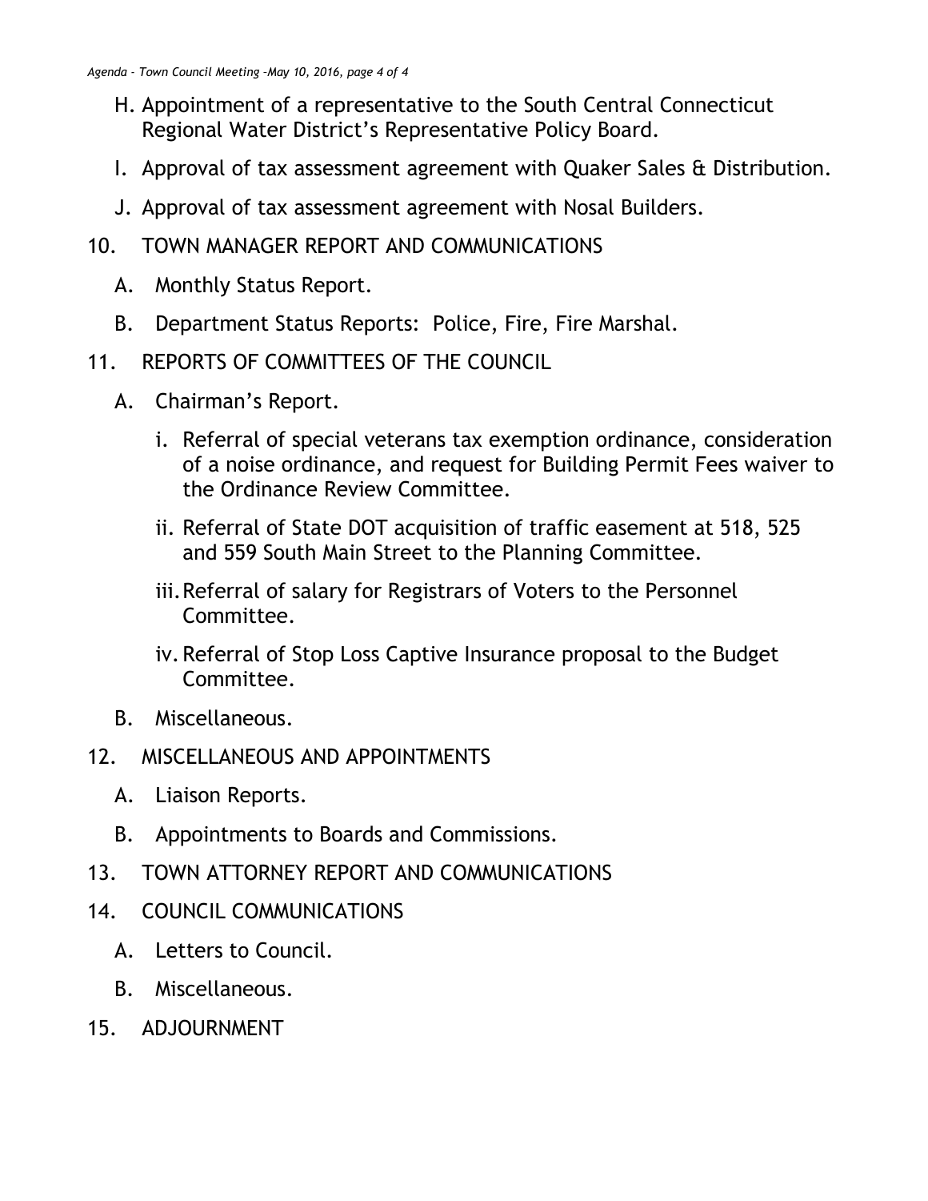H. Appointment of a representative to the South Central Connecticut Regional Water District's Representative Policy Board.

I. Approval of tax assessment agreement with Quaker Sales & Distribution.

J. Approval of tax assessment agreement with Nosal Builders.

10. TOWN MANAGER REPORT AND COMMUNICATIONS

    A. Monthly Status Report.

    B. Department Status Reports: Police, Fire, Fire Marshal.

11. REPORTS OF COMMITTEES OF THE COUNCIL

    A. Chairman's Report.

        i. Referral of special veterans tax exemption ordinance, consideration of a noise ordinance, and request for Building Permit Fees waiver to the Ordinance Review Committee.

        ii. Referral of State DOT acquisition of traffic easement at 518, 525 and 559 South Main Street to the Planning Committee.

        iii. Referral of salary for Registrars of Voters to the Personnel Committee.

        iv. Referral of Stop Loss Captive Insurance proposal to the Budget Committee.

    B. Miscellaneous.

12. MISCELLANEOUS AND APPOINTMENTS

    A. Liaison Reports.

    B. Appointments to Boards and Commissions.

13. TOWN ATTORNEY REPORT AND COMMUNICATIONS

14. COUNCIL COMMUNICATIONS

    A. Letters to Council.

    B. Miscellaneous.

15. ADJOURNMENT